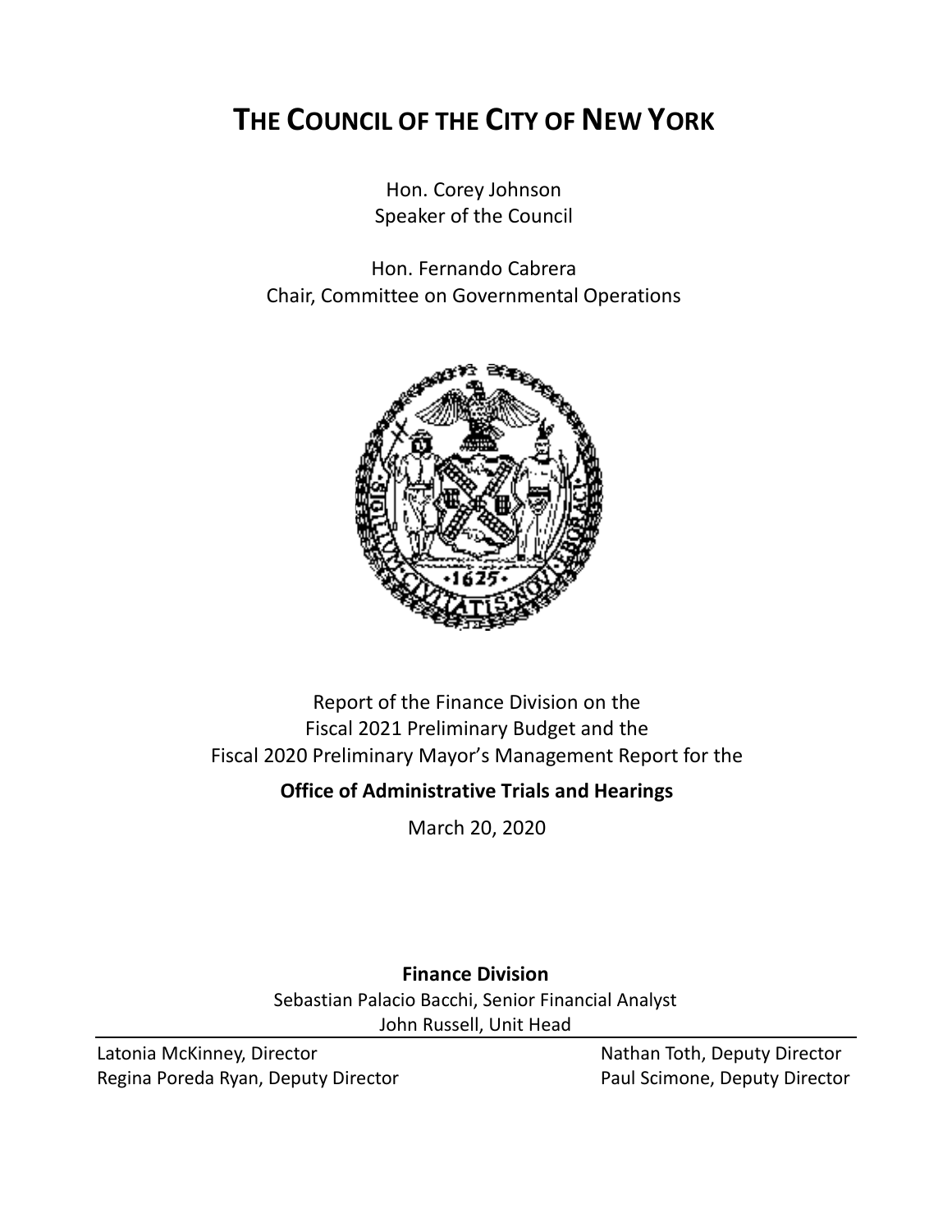# THE COUNCIL OF THE CITY OF NEW YORK

Hon. Corey Johnson
Speaker of the Council

Hon. Fernando Cabrera
Chair, Committee on Governmental Operations

Report of the Finance Division on the
Fiscal 2021 Preliminary Budget and the
Fiscal 2020 Preliminary Mayor's Management Report for the

**Office of Administrative Trials and Hearings**

March 20, 2020

**Finance Division**
Sebastian Palacio Bacchi, Senior Financial Analyst
John Russell, Unit Head

Latonia McKinney, Director
Regina Poreda Ryan, Deputy Director
Nathan Toth, Deputy Director
Paul Scimone, Deputy Director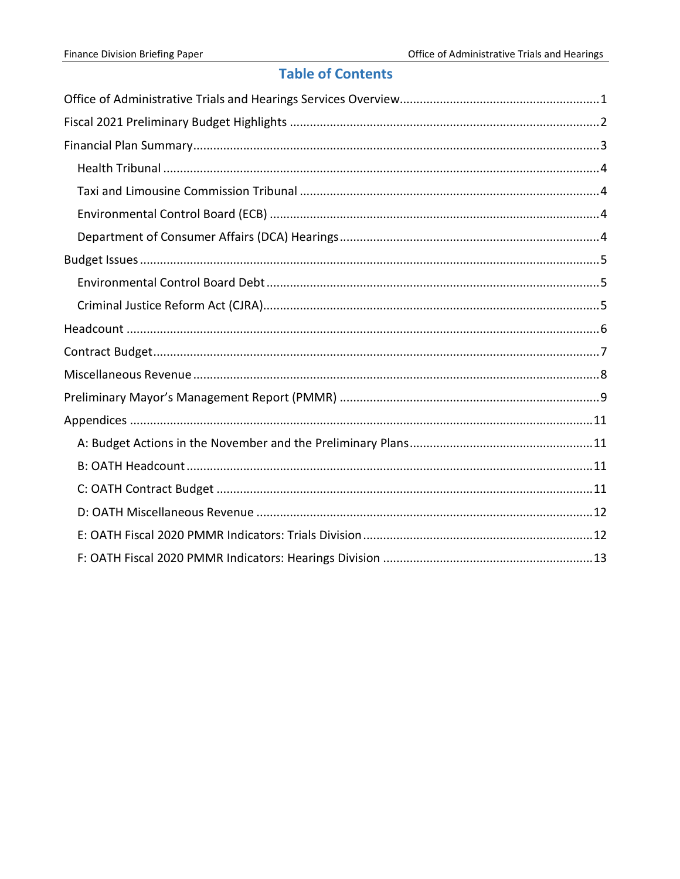## Table of Contents

- Office of Administrative Trials and Hearings Services Overview........................................................1
- Fiscal 2021 Preliminary Budget Highlights ........................................................................................2
- Financial Plan Summary.......................................................................................................................3
  - Health Tribunal ................................................................................................................................4
  - Taxi and Limousine Commission Tribunal ........................................................................................4
  - Environmental Control Board (ECB) .................................................................................................4
  - Department of Consumer Affairs (DCA) Hearings............................................................................4
- Budget Issues.......................................................................................................................................5
  - Environmental Control Board Debt..................................................................................................5
  - Criminal Justice Reform Act (CJRA)...................................................................................................5
- Headcount ...........................................................................................................................................6
- Contract Budget....................................................................................................................................7
- Miscellaneous Revenue........................................................................................................................8
- Preliminary Mayor's Management Report (PMMR) ............................................................................9
- Appendices ........................................................................................................................................11
  - A: Budget Actions in the November and the Preliminary Plans......................................................11
  - B: OATH Headcount ........................................................................................................................11
  - C: OATH Contract Budget ................................................................................................................11
  - D: OATH Miscellaneous Revenue ....................................................................................................12
  - E: OATH Fiscal 2020 PMMR Indicators: Trials Division....................................................................12
  - F: OATH Fiscal 2020 PMMR Indicators: Hearings Division ..............................................................13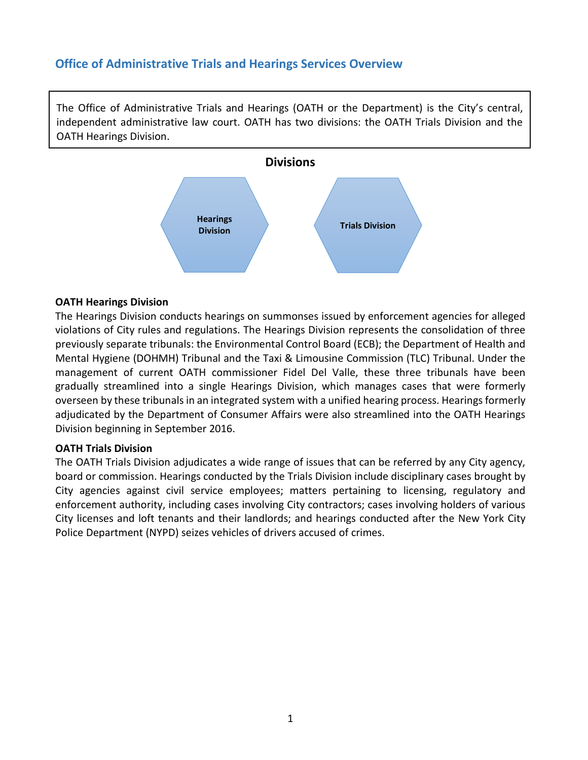## Office of Administrative Trials and Hearings Services Overview

The Office of Administrative Trials and Hearings (OATH or the Department) is the City's central, independent administrative law court. OATH has two divisions: the OATH Trials Division and the OATH Hearings Division.

**Divisions**

- Hearings Division
- Trials Division

**OATH Hearings Division**

The Hearings Division conducts hearings on summonses issued by enforcement agencies for alleged violations of City rules and regulations. The Hearings Division represents the consolidation of three previously separate tribunals: the Environmental Control Board (ECB); the Department of Health and Mental Hygiene (DOHMH) Tribunal and the Taxi & Limousine Commission (TLC) Tribunal. Under the management of current OATH commissioner Fidel Del Valle, these three tribunals have been gradually streamlined into a single Hearings Division, which manages cases that were formerly overseen by these tribunals in an integrated system with a unified hearing process. Hearings formerly adjudicated by the Department of Consumer Affairs were also streamlined into the OATH Hearings Division beginning in September 2016.

**OATH Trials Division**

The OATH Trials Division adjudicates a wide range of issues that can be referred by any City agency, board or commission. Hearings conducted by the Trials Division include disciplinary cases brought by City agencies against civil service employees; matters pertaining to licensing, regulatory and enforcement authority, including cases involving City contractors; cases involving holders of various City licenses and loft tenants and their landlords; and hearings conducted after the New York City Police Department (NYPD) seizes vehicles of drivers accused of crimes.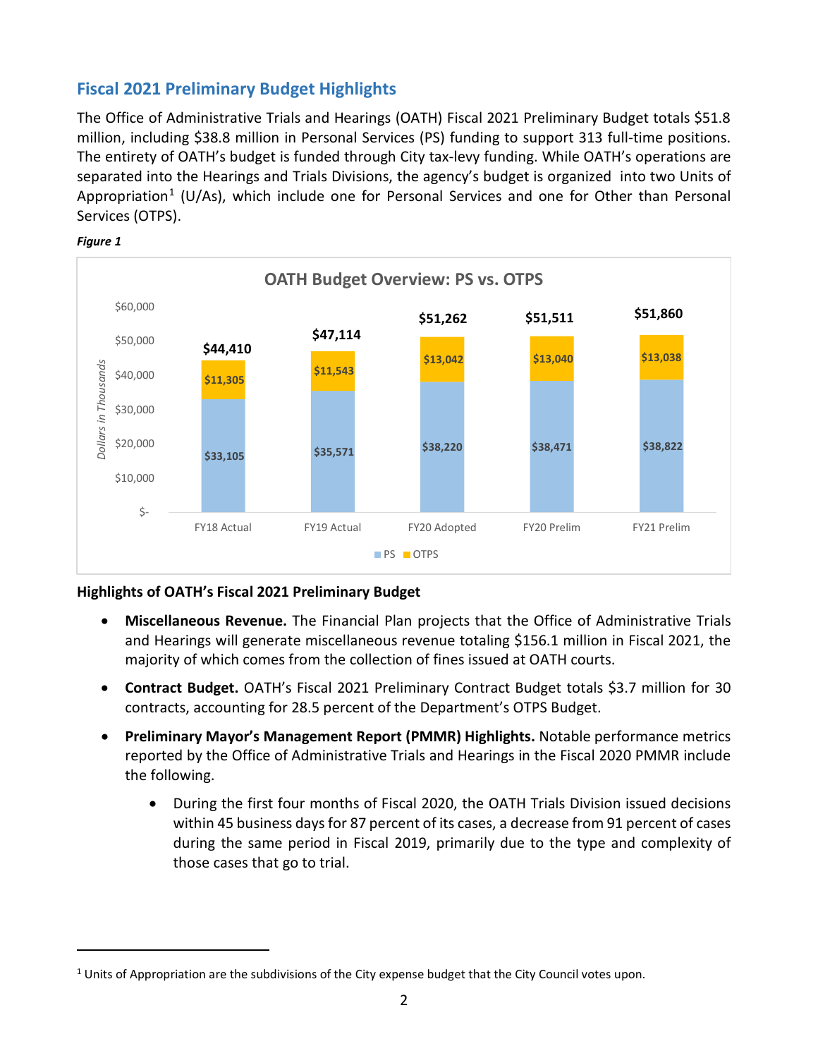## Fiscal 2021 Preliminary Budget Highlights

The Office of Administrative Trials and Hearings (OATH) Fiscal 2021 Preliminary Budget totals $51.8 million, including $38.8 million in Personal Services (PS) funding to support 313 full-time positions. The entirety of OATH's budget is funded through City tax-levy funding. While OATH's operations are separated into the Hearings and Trials Divisions, the agency's budget is organized into two Units of Appropriation[1] (U/As), which include one for Personal Services and one for Other than Personal Services (OTPS).

***Figure 1***

**OATH Budget Overview: PS vs. OTPS** (Dollars in Thousands)

| | FY18 Actual | FY19 Actual | FY20 Adopted | FY20 Prelim | FY21 Prelim |
|---|---|---|---|---|---|
| PS | $33,105 | $35,571 | $38,220 | $38,471 | $38,822 |
| OTPS | $11,305 | $11,543 | $13,042 | $13,040 | $13,038 |
| Total | $44,410 | $47,114 | $51,262 | $51,511 | $51,860 |

**Highlights of OATH's Fiscal 2021 Preliminary Budget**

- **Miscellaneous Revenue.** The Financial Plan projects that the Office of Administrative Trials and Hearings will generate miscellaneous revenue totaling $156.1 million in Fiscal 2021, the majority of which comes from the collection of fines issued at OATH courts.
- **Contract Budget.** OATH's Fiscal 2021 Preliminary Contract Budget totals $3.7 million for 30 contracts, accounting for 28.5 percent of the Department's OTPS Budget.
- **Preliminary Mayor's Management Report (PMMR) Highlights.** Notable performance metrics reported by the Office of Administrative Trials and Hearings in the Fiscal 2020 PMMR include the following.
    - During the first four months of Fiscal 2020, the OATH Trials Division issued decisions within 45 business days for 87 percent of its cases, a decrease from 91 percent of cases during the same period in Fiscal 2019, primarily due to the type and complexity of those cases that go to trial.

[1] Units of Appropriation are the subdivisions of the City expense budget that the City Council votes upon.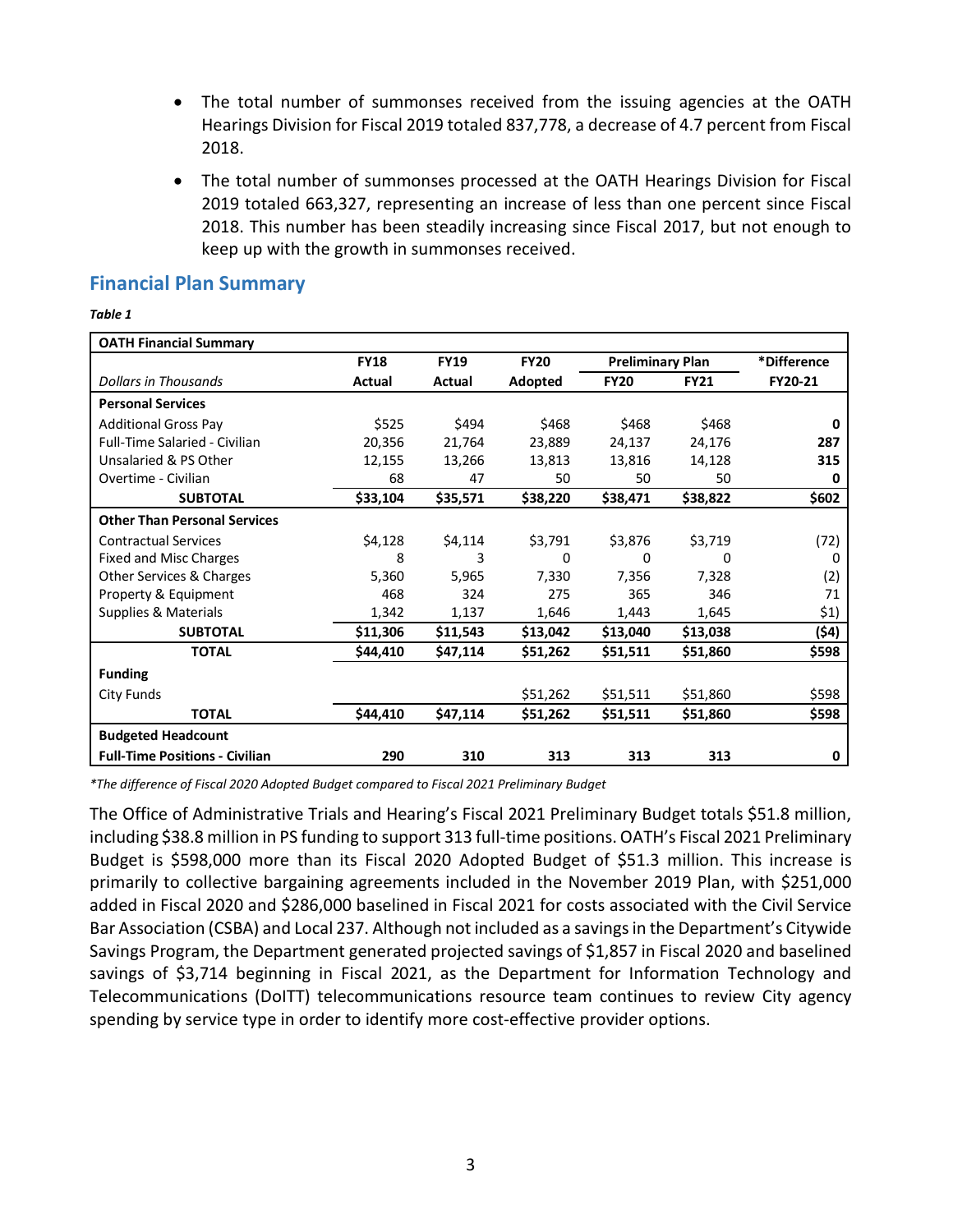- The total number of summonses received from the issuing agencies at the OATH Hearings Division for Fiscal 2019 totaled 837,778, a decrease of 4.7 percent from Fiscal 2018.
- The total number of summonses processed at the OATH Hearings Division for Fiscal 2019 totaled 663,327, representing an increase of less than one percent since Fiscal 2018. This number has been steadily increasing since Fiscal 2017, but not enough to keep up with the growth in summonses received.

## Financial Plan Summary

*Table 1*

| OATH Financial Summary | | | | | | |
|---|---|---|---|---|---|---|
| | FY18 | FY19 | FY20 | Preliminary Plan | | *Difference |
| *Dollars in Thousands* | Actual | Actual | Adopted | FY20 | FY21 | FY20-21 |
| **Personal Services** | | | | | | |
| Additional Gross Pay | $525 | $494 | $468 | $468 | $468 | **0** |
| Full-Time Salaried - Civilian | 20,356 | 21,764 | 23,889 | 24,137 | 24,176 | **287** |
| Unsalaried & PS Other | 12,155 | 13,266 | 13,813 | 13,816 | 14,128 | **315** |
| Overtime - Civilian | 68 | 47 | 50 | 50 | 50 | **0** |
| **SUBTOTAL** | **$33,104** | **$35,571** | **$38,220** | **$38,471** | **$38,822** | **$602** |
| **Other Than Personal Services** | | | | | | |
| Contractual Services | $4,128 | $4,114 | $3,791 | $3,876 | $3,719 | (72) |
| Fixed and Misc Charges | 8 | 3 | 0 | 0 | 0 | 0 |
| Other Services & Charges | 5,360 | 5,965 | 7,330 | 7,356 | 7,328 | (2) |
| Property & Equipment | 468 | 324 | 275 | 365 | 346 | 71 |
| Supplies & Materials | 1,342 | 1,137 | 1,646 | 1,443 | 1,645 | $1) |
| **SUBTOTAL** | **$11,306** | **$11,543** | **$13,042** | **$13,040** | **$13,038** | **($4)** |
| **TOTAL** | **$44,410** | **$47,114** | **$51,262** | **$51,511** | **$51,860** | **$598** |
| **Funding** | | | | | | |
| City Funds | | | $51,262 | $51,511 | $51,860 | $598 |
| **TOTAL** | **$44,410** | **$47,114** | **$51,262** | **$51,511** | **$51,860** | **$598** |
| **Budgeted Headcount** | | | | | | |
| **Full-Time Positions - Civilian** | **290** | **310** | **313** | **313** | **313** | **0** |

*\*The difference of Fiscal 2020 Adopted Budget compared to Fiscal 2021 Preliminary Budget*

The Office of Administrative Trials and Hearing's Fiscal 2021 Preliminary Budget totals $51.8 million, including $38.8 million in PS funding to support 313 full-time positions. OATH's Fiscal 2021 Preliminary Budget is $598,000 more than its Fiscal 2020 Adopted Budget of $51.3 million. This increase is primarily to collective bargaining agreements included in the November 2019 Plan, with $251,000 added in Fiscal 2020 and $286,000 baselined in Fiscal 2021 for costs associated with the Civil Service Bar Association (CSBA) and Local 237. Although not included as a savings in the Department's Citywide Savings Program, the Department generated projected savings of $1,857 in Fiscal 2020 and baselined savings of $3,714 beginning in Fiscal 2021, as the Department for Information Technology and Telecommunications (DoITT) telecommunications resource team continues to review City agency spending by service type in order to identify more cost-effective provider options.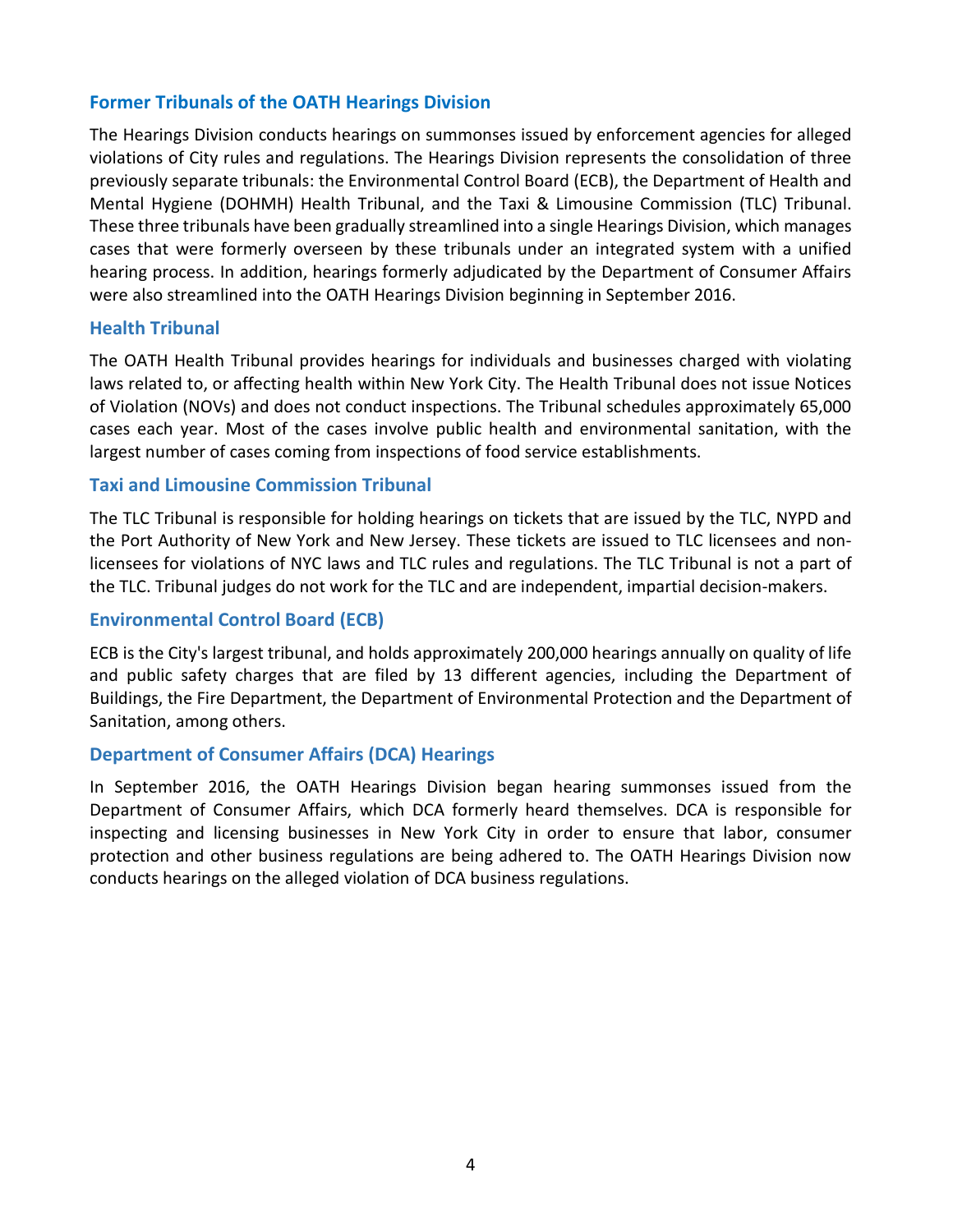## Former Tribunals of the OATH Hearings Division

The Hearings Division conducts hearings on summonses issued by enforcement agencies for alleged violations of City rules and regulations. The Hearings Division represents the consolidation of three previously separate tribunals: the Environmental Control Board (ECB), the Department of Health and Mental Hygiene (DOHMH) Health Tribunal, and the Taxi & Limousine Commission (TLC) Tribunal. These three tribunals have been gradually streamlined into a single Hearings Division, which manages cases that were formerly overseen by these tribunals under an integrated system with a unified hearing process. In addition, hearings formerly adjudicated by the Department of Consumer Affairs were also streamlined into the OATH Hearings Division beginning in September 2016.

### Health Tribunal

The OATH Health Tribunal provides hearings for individuals and businesses charged with violating laws related to, or affecting health within New York City. The Health Tribunal does not issue Notices of Violation (NOVs) and does not conduct inspections. The Tribunal schedules approximately 65,000 cases each year. Most of the cases involve public health and environmental sanitation, with the largest number of cases coming from inspections of food service establishments.

### Taxi and Limousine Commission Tribunal

The TLC Tribunal is responsible for holding hearings on tickets that are issued by the TLC, NYPD and the Port Authority of New York and New Jersey. These tickets are issued to TLC licensees and non-licensees for violations of NYC laws and TLC rules and regulations. The TLC Tribunal is not a part of the TLC. Tribunal judges do not work for the TLC and are independent, impartial decision-makers.

### Environmental Control Board (ECB)

ECB is the City's largest tribunal, and holds approximately 200,000 hearings annually on quality of life and public safety charges that are filed by 13 different agencies, including the Department of Buildings, the Fire Department, the Department of Environmental Protection and the Department of Sanitation, among others.

### Department of Consumer Affairs (DCA) Hearings

In September 2016, the OATH Hearings Division began hearing summonses issued from the Department of Consumer Affairs, which DCA formerly heard themselves. DCA is responsible for inspecting and licensing businesses in New York City in order to ensure that labor, consumer protection and other business regulations are being adhered to. The OATH Hearings Division now conducts hearings on the alleged violation of DCA business regulations.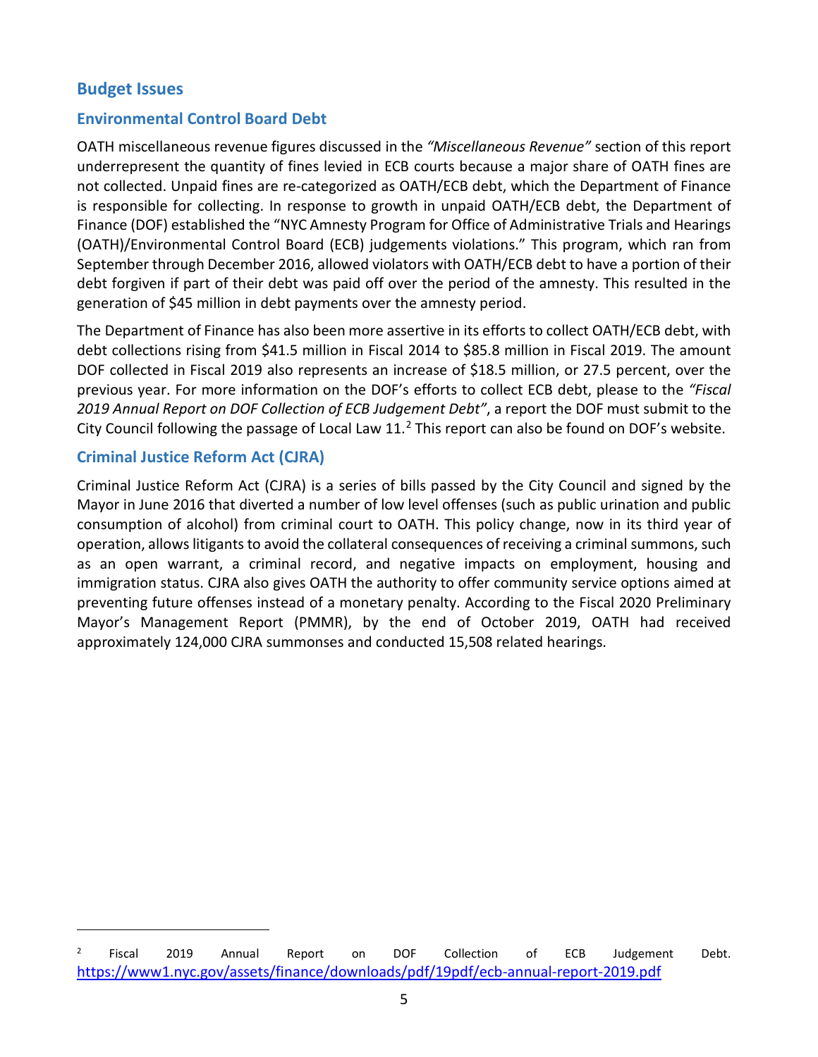## Budget Issues

### Environmental Control Board Debt

OATH miscellaneous revenue figures discussed in the *"Miscellaneous Revenue"* section of this report underrepresent the quantity of fines levied in ECB courts because a major share of OATH fines are not collected. Unpaid fines are re-categorized as OATH/ECB debt, which the Department of Finance is responsible for collecting. In response to growth in unpaid OATH/ECB debt, the Department of Finance (DOF) established the "NYC Amnesty Program for Office of Administrative Trials and Hearings (OATH)/Environmental Control Board (ECB) judgements violations." This program, which ran from September through December 2016, allowed violators with OATH/ECB debt to have a portion of their debt forgiven if part of their debt was paid off over the period of the amnesty. This resulted in the generation of $45 million in debt payments over the amnesty period.

The Department of Finance has also been more assertive in its efforts to collect OATH/ECB debt, with debt collections rising from $41.5 million in Fiscal 2014 to $85.8 million in Fiscal 2019. The amount DOF collected in Fiscal 2019 also represents an increase of $18.5 million, or 27.5 percent, over the previous year. For more information on the DOF's efforts to collect ECB debt, please to the *"Fiscal 2019 Annual Report on DOF Collection of ECB Judgement Debt"*, a report the DOF must submit to the City Council following the passage of Local Law 11.[2] This report can also be found on DOF's website.

### Criminal Justice Reform Act (CJRA)

Criminal Justice Reform Act (CJRA) is a series of bills passed by the City Council and signed by the Mayor in June 2016 that diverted a number of low level offenses (such as public urination and public consumption of alcohol) from criminal court to OATH. This policy change, now in its third year of operation, allows litigants to avoid the collateral consequences of receiving a criminal summons, such as an open warrant, a criminal record, and negative impacts on employment, housing and immigration status. CJRA also gives OATH the authority to offer community service options aimed at preventing future offenses instead of a monetary penalty. According to the Fiscal 2020 Preliminary Mayor's Management Report (PMMR), by the end of October 2019, OATH had received approximately 124,000 CJRA summonses and conducted 15,508 related hearings.

---

[2] Fiscal 2019 Annual Report on DOF Collection of ECB Judgement Debt. https://www1.nyc.gov/assets/finance/downloads/pdf/19pdf/ecb-annual-report-2019.pdf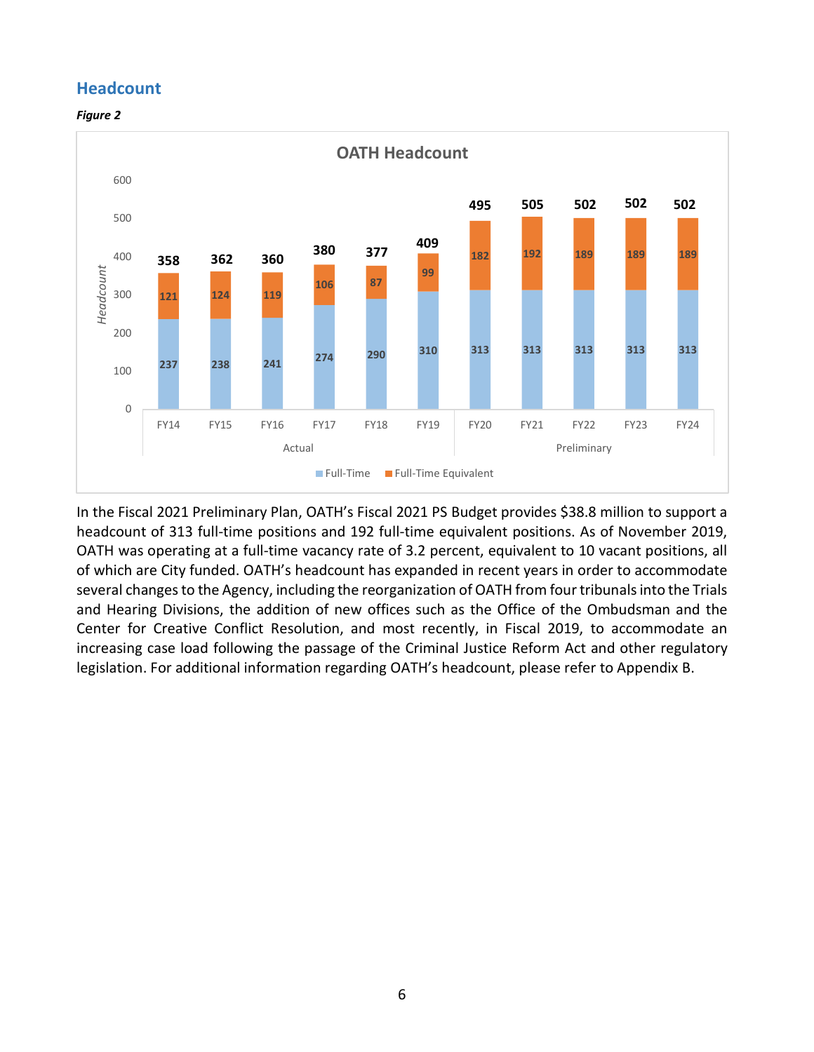## Headcount

***Figure 2***

**OATH Headcount**

| | FY14 | FY15 | FY16 | FY17 | FY18 | FY19 | FY20 | FY21 | FY22 | FY23 | FY24 |
|---|---|---|---|---|---|---|---|---|---|---|---|
| | Actual | | | | | | Preliminary | | | | |
| Full-Time | 237 | 238 | 241 | 274 | 290 | 310 | 313 | 313 | 313 | 313 | 313 |
| Full-Time Equivalent | 121 | 124 | 119 | 106 | 87 | 99 | 182 | 192 | 189 | 189 | 189 |
| Total | 358 | 362 | 360 | 380 | 377 | 409 | 495 | 505 | 502 | 502 | 502 |

In the Fiscal 2021 Preliminary Plan, OATH's Fiscal 2021 PS Budget provides $38.8 million to support a headcount of 313 full-time positions and 192 full-time equivalent positions. As of November 2019, OATH was operating at a full-time vacancy rate of 3.2 percent, equivalent to 10 vacant positions, all of which are City funded. OATH's headcount has expanded in recent years in order to accommodate several changes to the Agency, including the reorganization of OATH from four tribunals into the Trials and Hearing Divisions, the addition of new offices such as the Office of the Ombudsman and the Center for Creative Conflict Resolution, and most recently, in Fiscal 2019, to accommodate an increasing case load following the passage of the Criminal Justice Reform Act and other regulatory legislation. For additional information regarding OATH's headcount, please refer to Appendix B.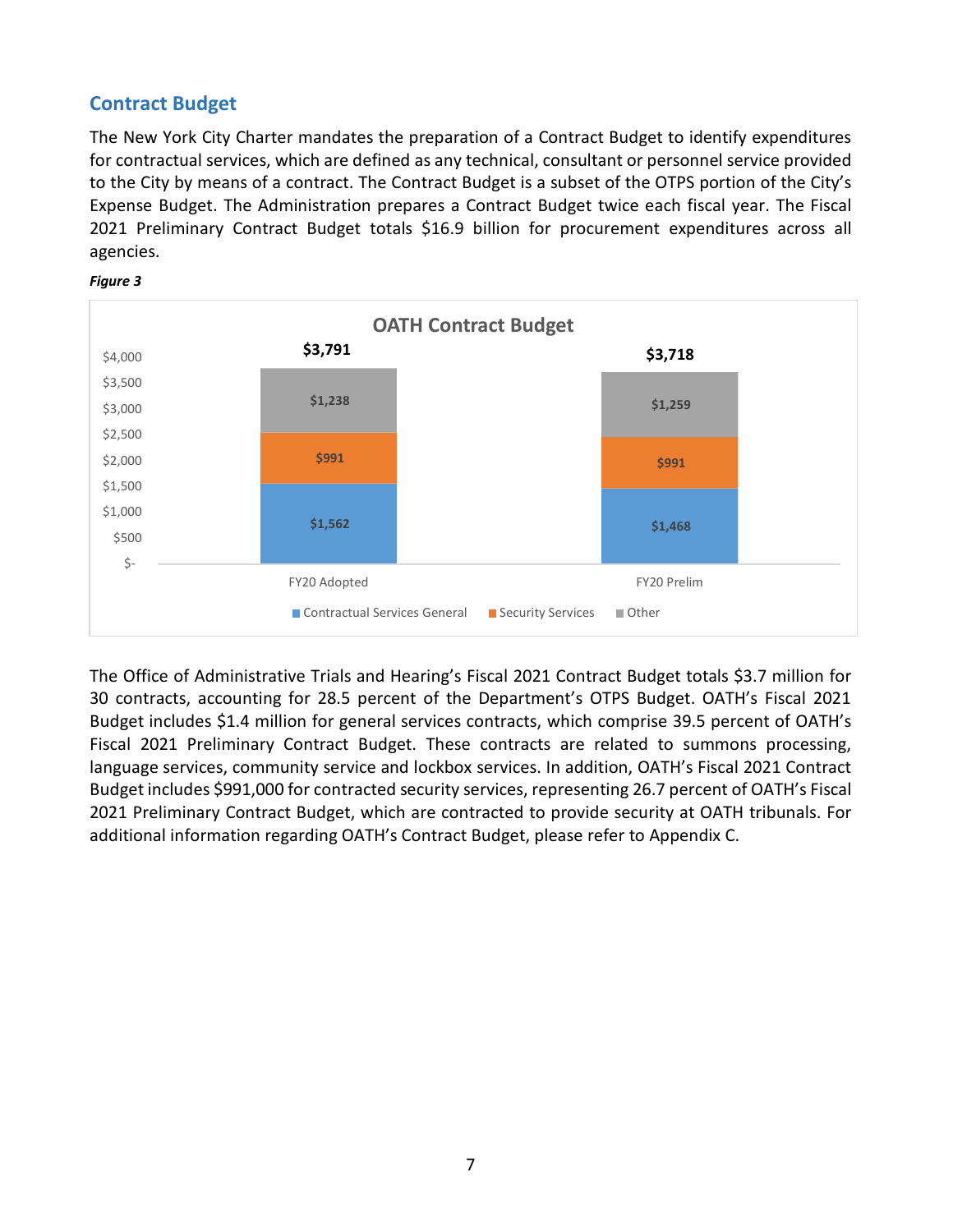## Contract Budget

The New York City Charter mandates the preparation of a Contract Budget to identify expenditures for contractual services, which are defined as any technical, consultant or personnel service provided to the City by means of a contract. The Contract Budget is a subset of the OTPS portion of the City's Expense Budget. The Administration prepares a Contract Budget twice each fiscal year. The Fiscal 2021 Preliminary Contract Budget totals $16.9 billion for procurement expenditures across all agencies.

***Figure 3***

**OATH Contract Budget**

| | FY20 Adopted | FY20 Prelim |
|---|---|---|
| Contractual Services General | $1,562 | $1,468 |
| Security Services | $991 | $991 |
| Other | $1,238 | $1,259 |
| Total | $3,791 | $3,718 |

The Office of Administrative Trials and Hearing's Fiscal 2021 Contract Budget totals $3.7 million for 30 contracts, accounting for 28.5 percent of the Department's OTPS Budget. OATH's Fiscal 2021 Budget includes $1.4 million for general services contracts, which comprise 39.5 percent of OATH's Fiscal 2021 Preliminary Contract Budget. These contracts are related to summons processing, language services, community service and lockbox services. In addition, OATH's Fiscal 2021 Contract Budget includes $991,000 for contracted security services, representing 26.7 percent of OATH's Fiscal 2021 Preliminary Contract Budget, which are contracted to provide security at OATH tribunals. For additional information regarding OATH's Contract Budget, please refer to Appendix C.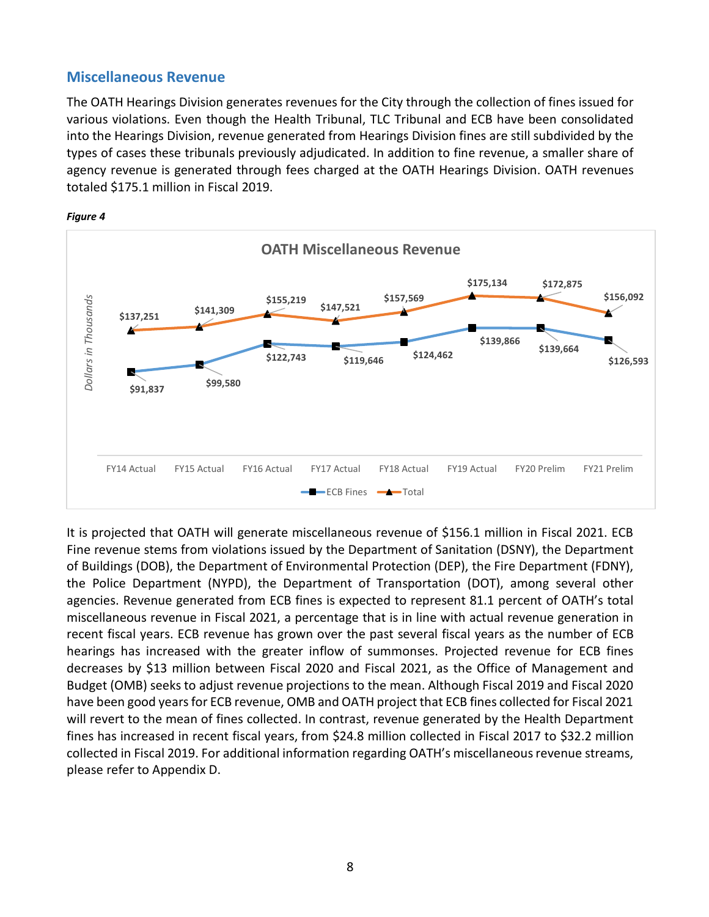## Miscellaneous Revenue

The OATH Hearings Division generates revenues for the City through the collection of fines issued for various violations. Even though the Health Tribunal, TLC Tribunal and ECB have been consolidated into the Hearings Division, revenue generated from Hearings Division fines are still subdivided by the types of cases these tribunals previously adjudicated. In addition to fine revenue, a smaller share of agency revenue is generated through fees charged at the OATH Hearings Division. OATH revenues totaled $175.1 million in Fiscal 2019.

***Figure 4***

**OATH Miscellaneous Revenue**

*Dollars in Thousands*

| | FY14 Actual | FY15 Actual | FY16 Actual | FY17 Actual | FY18 Actual | FY19 Actual | FY20 Prelim | FY21 Prelim |
|---|---|---|---|---|---|---|---|---|
| ECB Fines | $91,837 | $99,580 | $122,743 | $119,646 | $124,462 | $139,866 | $139,664 | $126,593 |
| Total | $137,251 | $141,309 | $155,219 | $147,521 | $157,569 | $175,134 | $172,875 | $156,092 |

It is projected that OATH will generate miscellaneous revenue of $156.1 million in Fiscal 2021. ECB Fine revenue stems from violations issued by the Department of Sanitation (DSNY), the Department of Buildings (DOB), the Department of Environmental Protection (DEP), the Fire Department (FDNY), the Police Department (NYPD), the Department of Transportation (DOT), among several other agencies. Revenue generated from ECB fines is expected to represent 81.1 percent of OATH's total miscellaneous revenue in Fiscal 2021, a percentage that is in line with actual revenue generation in recent fiscal years. ECB revenue has grown over the past several fiscal years as the number of ECB hearings has increased with the greater inflow of summonses. Projected revenue for ECB fines decreases by $13 million between Fiscal 2020 and Fiscal 2021, as the Office of Management and Budget (OMB) seeks to adjust revenue projections to the mean. Although Fiscal 2019 and Fiscal 2020 have been good years for ECB revenue, OMB and OATH project that ECB fines collected for Fiscal 2021 will revert to the mean of fines collected. In contrast, revenue generated by the Health Department fines has increased in recent fiscal years, from $24.8 million collected in Fiscal 2017 to $32.2 million collected in Fiscal 2019. For additional information regarding OATH's miscellaneous revenue streams, please refer to Appendix D.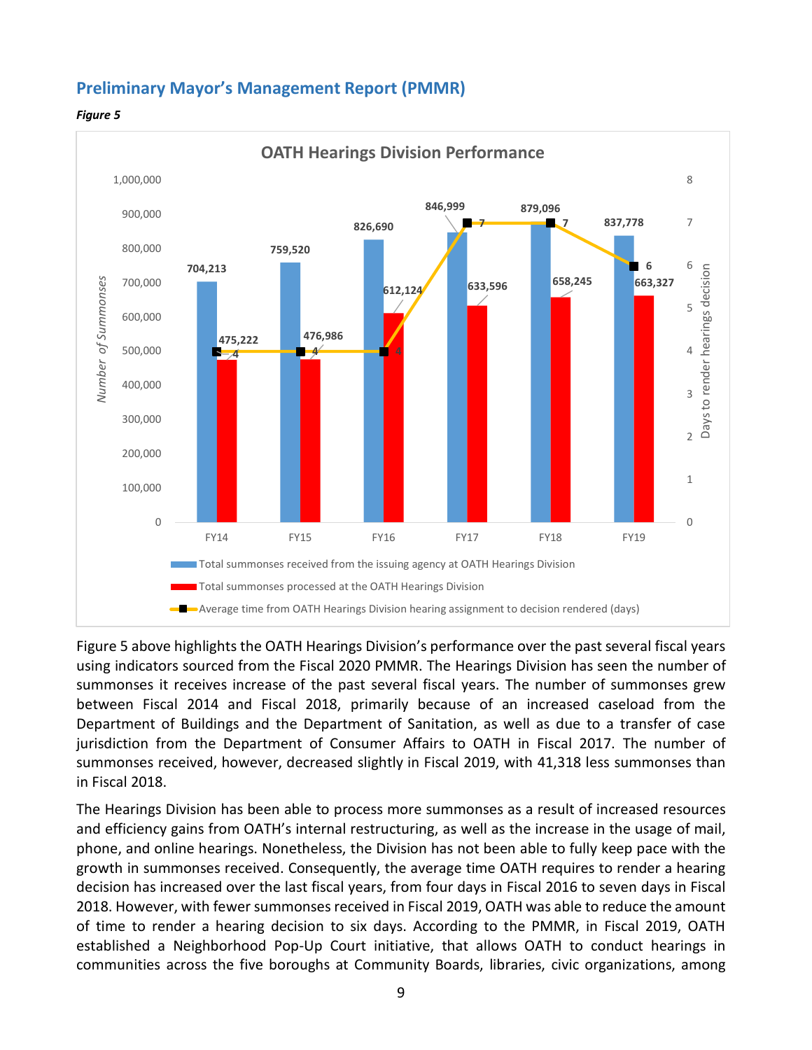## Preliminary Mayor's Management Report (PMMR)

***Figure 5***

**OATH Hearings Division Performance**

| | FY14 | FY15 | FY16 | FY17 | FY18 | FY19 |
|---|---|---|---|---|---|---|
| Total summonses received from the issuing agency at OATH Hearings Division | 704,213 | 759,520 | 826,690 | 846,999 | 879,096 | 837,778 |
| Total summonses processed at the OATH Hearings Division | 475,222 | 476,986 | 612,124 | 633,596 | 658,245 | 663,327 |
| Average time from OATH Hearings Division hearing assignment to decision rendered (days) | 4 | 4 | 4 | 7 | 7 | 6 |

Figure 5 above highlights the OATH Hearings Division's performance over the past several fiscal years using indicators sourced from the Fiscal 2020 PMMR. The Hearings Division has seen the number of summonses it receives increase of the past several fiscal years. The number of summonses grew between Fiscal 2014 and Fiscal 2018, primarily because of an increased caseload from the Department of Buildings and the Department of Sanitation, as well as due to a transfer of case jurisdiction from the Department of Consumer Affairs to OATH in Fiscal 2017. The number of summonses received, however, decreased slightly in Fiscal 2019, with 41,318 less summonses than in Fiscal 2018.

The Hearings Division has been able to process more summonses as a result of increased resources and efficiency gains from OATH's internal restructuring, as well as the increase in the usage of mail, phone, and online hearings. Nonetheless, the Division has not been able to fully keep pace with the growth in summonses received. Consequently, the average time OATH requires to render a hearing decision has increased over the last fiscal years, from four days in Fiscal 2016 to seven days in Fiscal 2018. However, with fewer summonses received in Fiscal 2019, OATH was able to reduce the amount of time to render a hearing decision to six days. According to the PMMR, in Fiscal 2019, OATH established a Neighborhood Pop-Up Court initiative, that allows OATH to conduct hearings in communities across the five boroughs at Community Boards, libraries, civic organizations, among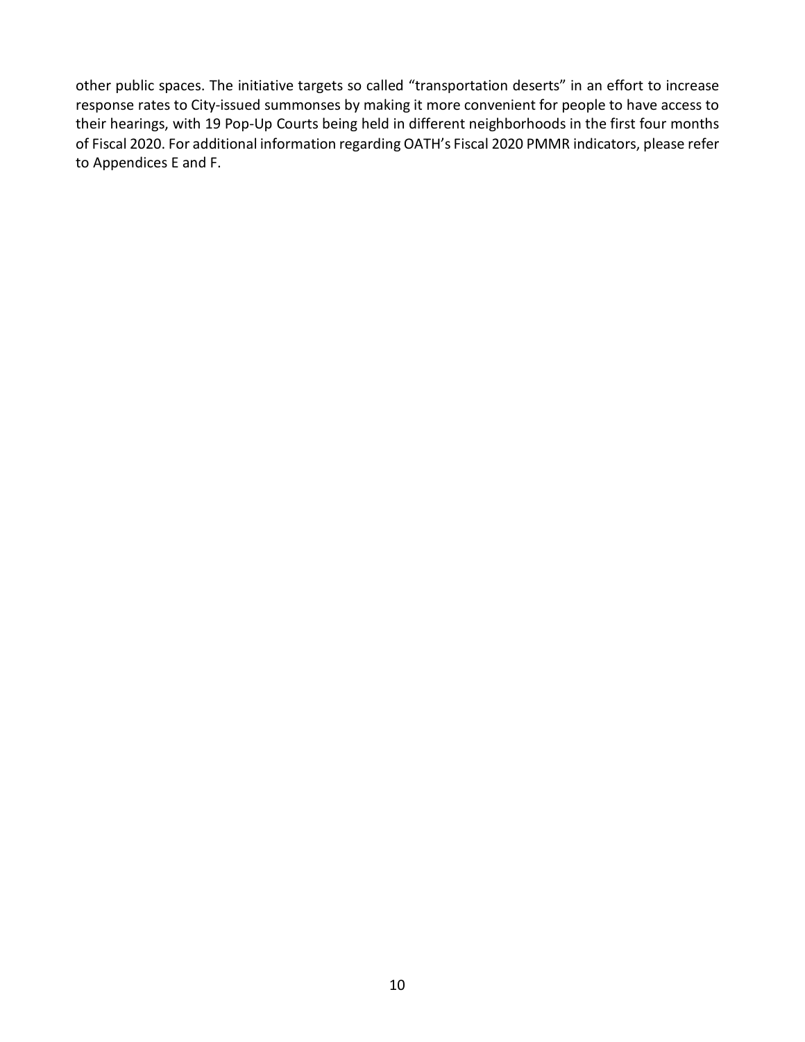other public spaces. The initiative targets so called "transportation deserts" in an effort to increase response rates to City-issued summonses by making it more convenient for people to have access to their hearings, with 19 Pop-Up Courts being held in different neighborhoods in the first four months of Fiscal 2020. For additional information regarding OATH's Fiscal 2020 PMMR indicators, please refer to Appendices E and F.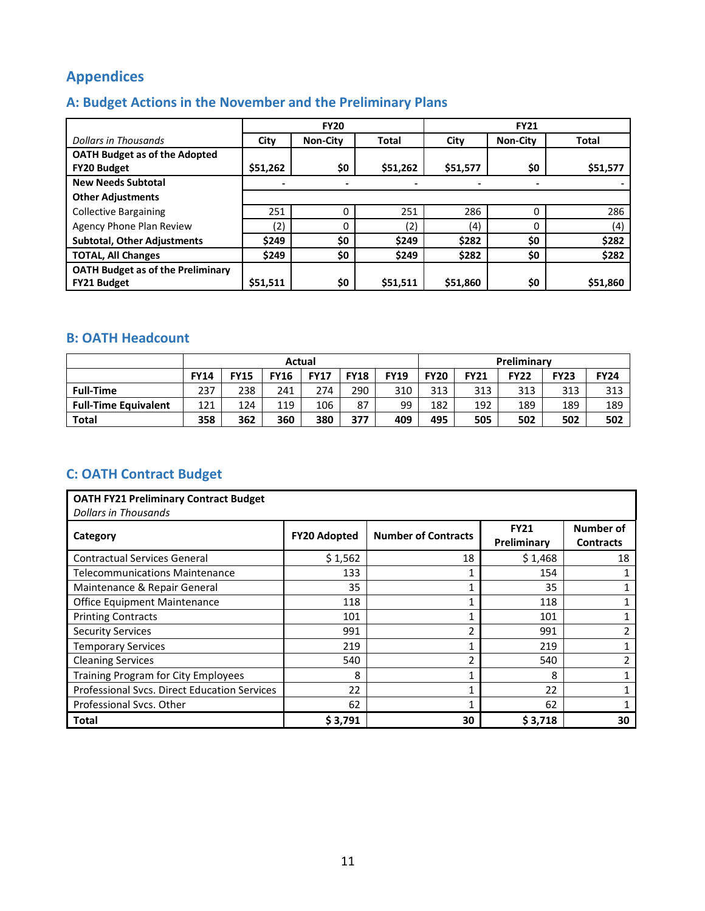## Appendices

### A: Budget Actions in the November and the Preliminary Plans

| | FY20 | | | FY21 | | |
|---|---|---|---|---|---|---|
| *Dollars in Thousands* | City | Non-City | Total | City | Non-City | Total |
| **OATH Budget as of the Adopted FY20 Budget** | **$51,262** | **$0** | **$51,262** | **$51,577** | **$0** | **$51,577** |
| **New Needs Subtotal** | - | - | - | - | - | - |
| **Other Adjustments** | | | | | | |
| Collective Bargaining | 251 | 0 | 251 | 286 | 0 | 286 |
| Agency Phone Plan Review | (2) | 0 | (2) | (4) | 0 | (4) |
| **Subtotal, Other Adjustments** | **$249** | **$0** | **$249** | **$282** | **$0** | **$282** |
| **TOTAL, All Changes** | **$249** | **$0** | **$249** | **$282** | **$0** | **$282** |
| **OATH Budget as of the Preliminary FY21 Budget** | **$51,511** | **$0** | **$51,511** | **$51,860** | **$0** | **$51,860** |

### B: OATH Headcount

| | Actual | | | | | | Preliminary | | | | |
|---|---|---|---|---|---|---|---|---|---|---|---|
| | FY14 | FY15 | FY16 | FY17 | FY18 | FY19 | FY20 | FY21 | FY22 | FY23 | FY24 |
| **Full-Time** | 237 | 238 | 241 | 274 | 290 | 310 | 313 | 313 | 313 | 313 | 313 |
| **Full-Time Equivalent** | 121 | 124 | 119 | 106 | 87 | 99 | 182 | 192 | 189 | 189 | 189 |
| **Total** | **358** | **362** | **360** | **380** | **377** | **409** | **495** | **505** | **502** | **502** | **502** |

### C: OATH Contract Budget

**OATH FY21 Preliminary Contract Budget**
*Dollars in Thousands*

| Category | FY20 Adopted | Number of Contracts | FY21 Preliminary | Number of Contracts |
|---|---|---|---|---|
| Contractual Services General | $ 1,562 | 18 | $ 1,468 | 18 |
| Telecommunications Maintenance | 133 | 1 | 154 | 1 |
| Maintenance & Repair General | 35 | 1 | 35 | 1 |
| Office Equipment Maintenance | 118 | 1 | 118 | 1 |
| Printing Contracts | 101 | 1 | 101 | 1 |
| Security Services | 991 | 2 | 991 | 2 |
| Temporary Services | 219 | 1 | 219 | 1 |
| Cleaning Services | 540 | 2 | 540 | 2 |
| Training Program for City Employees | 8 | 1 | 8 | 1 |
| Professional Svcs. Direct Education Services | 22 | 1 | 22 | 1 |
| Professional Svcs. Other | 62 | 1 | 62 | 1 |
| **Total** | **$ 3,791** | **30** | **$ 3,718** | **30** |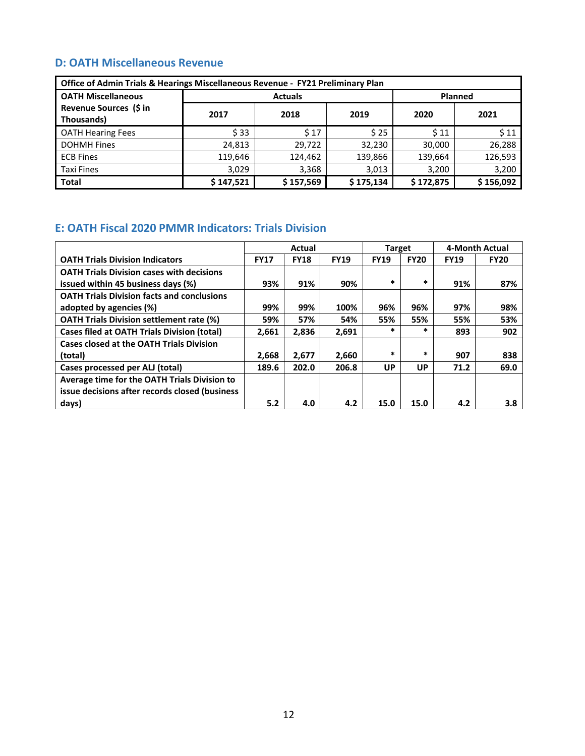## D: OATH Miscellaneous Revenue

| Office of Admin Trials & Hearings Miscellaneous Revenue - FY21 Preliminary Plan | | | | | |
|---|---|---|---|---|---|
| OATH Miscellaneous Revenue Sources ($ in Thousands) | Actuals | | | Planned | |
| | 2017 | 2018 | 2019 | 2020 | 2021 |
| OATH Hearing Fees | $ 33 | $ 17 | $ 25 | $ 11 | $ 11 |
| DOHMH Fines | 24,813 | 29,722 | 32,230 | 30,000 | 26,288 |
| ECB Fines | 119,646 | 124,462 | 139,866 | 139,664 | 126,593 |
| Taxi Fines | 3,029 | 3,368 | 3,013 | 3,200 | 3,200 |
| **Total** | **$ 147,521** | **$ 157,569** | **$ 175,134** | **$ 172,875** | **$ 156,092** |

## E: OATH Fiscal 2020 PMMR Indicators: Trials Division

| | Actual | | | Target | | 4-Month Actual | |
|---|---|---|---|---|---|---|---|
| **OATH Trials Division Indicators** | **FY17** | **FY18** | **FY19** | **FY19** | **FY20** | **FY19** | **FY20** |
| **OATH Trials Division cases with decisions issued within 45 business days (%)** | 93% | 91% | 90% | * | * | 91% | 87% |
| **OATH Trials Division facts and conclusions adopted by agencies (%)** | 99% | 99% | 100% | 96% | 96% | 97% | 98% |
| **OATH Trials Division settlement rate (%)** | 59% | 57% | 54% | 55% | 55% | 55% | 53% |
| **Cases filed at OATH Trials Division (total)** | 2,661 | 2,836 | 2,691 | * | * | 893 | 902 |
| **Cases closed at the OATH Trials Division (total)** | 2,668 | 2,677 | 2,660 | * | * | 907 | 838 |
| **Cases processed per ALJ (total)** | 189.6 | 202.0 | 206.8 | UP | UP | 71.2 | 69.0 |
| **Average time for the OATH Trials Division to issue decisions after records closed (business days)** | 5.2 | 4.0 | 4.2 | 15.0 | 15.0 | 4.2 | 3.8 |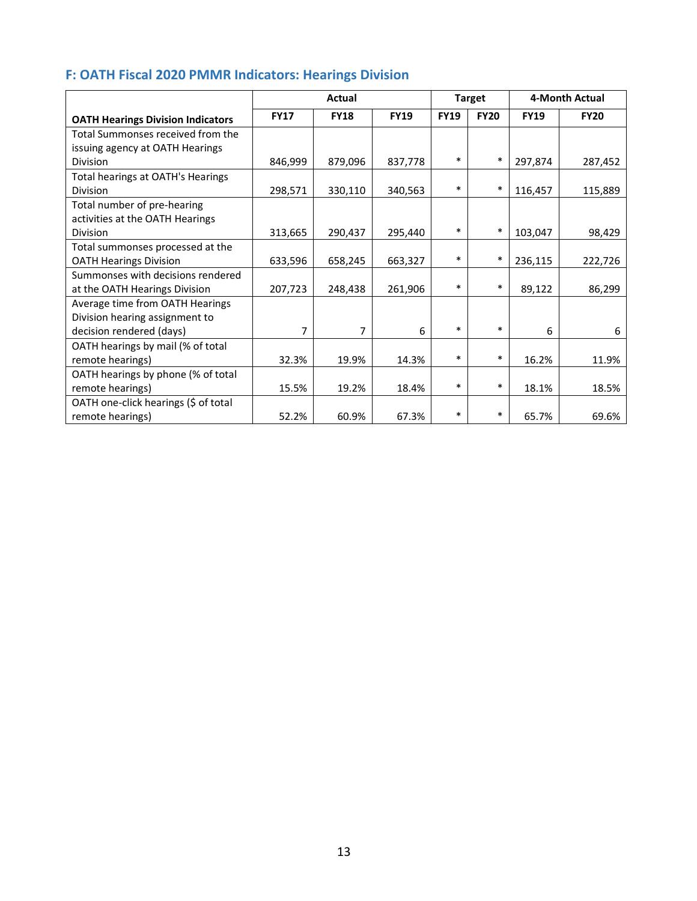## F: OATH Fiscal 2020 PMMR Indicators: Hearings Division

| | Actual | | | Target | | 4-Month Actual | |
|---|---|---|---|---|---|---|---|
| **OATH Hearings Division Indicators** | **FY17** | **FY18** | **FY19** | **FY19** | **FY20** | **FY19** | **FY20** |
| Total Summonses received from the issuing agency at OATH Hearings Division | 846,999 | 879,096 | 837,778 | * | * | 297,874 | 287,452 |
| Total hearings at OATH's Hearings Division | 298,571 | 330,110 | 340,563 | * | * | 116,457 | 115,889 |
| Total number of pre-hearing activities at the OATH Hearings Division | 313,665 | 290,437 | 295,440 | * | * | 103,047 | 98,429 |
| Total summonses processed at the OATH Hearings Division | 633,596 | 658,245 | 663,327 | * | * | 236,115 | 222,726 |
| Summonses with decisions rendered at the OATH Hearings Division | 207,723 | 248,438 | 261,906 | * | * | 89,122 | 86,299 |
| Average time from OATH Hearings Division hearing assignment to decision rendered (days) | 7 | 7 | 6 | * | * | 6 | 6 |
| OATH hearings by mail (% of total remote hearings) | 32.3% | 19.9% | 14.3% | * | * | 16.2% | 11.9% |
| OATH hearings by phone (% of total remote hearings) | 15.5% | 19.2% | 18.4% | * | * | 18.1% | 18.5% |
| OATH one-click hearings ($ of total remote hearings) | 52.2% | 60.9% | 67.3% | * | * | 65.7% | 69.6% |